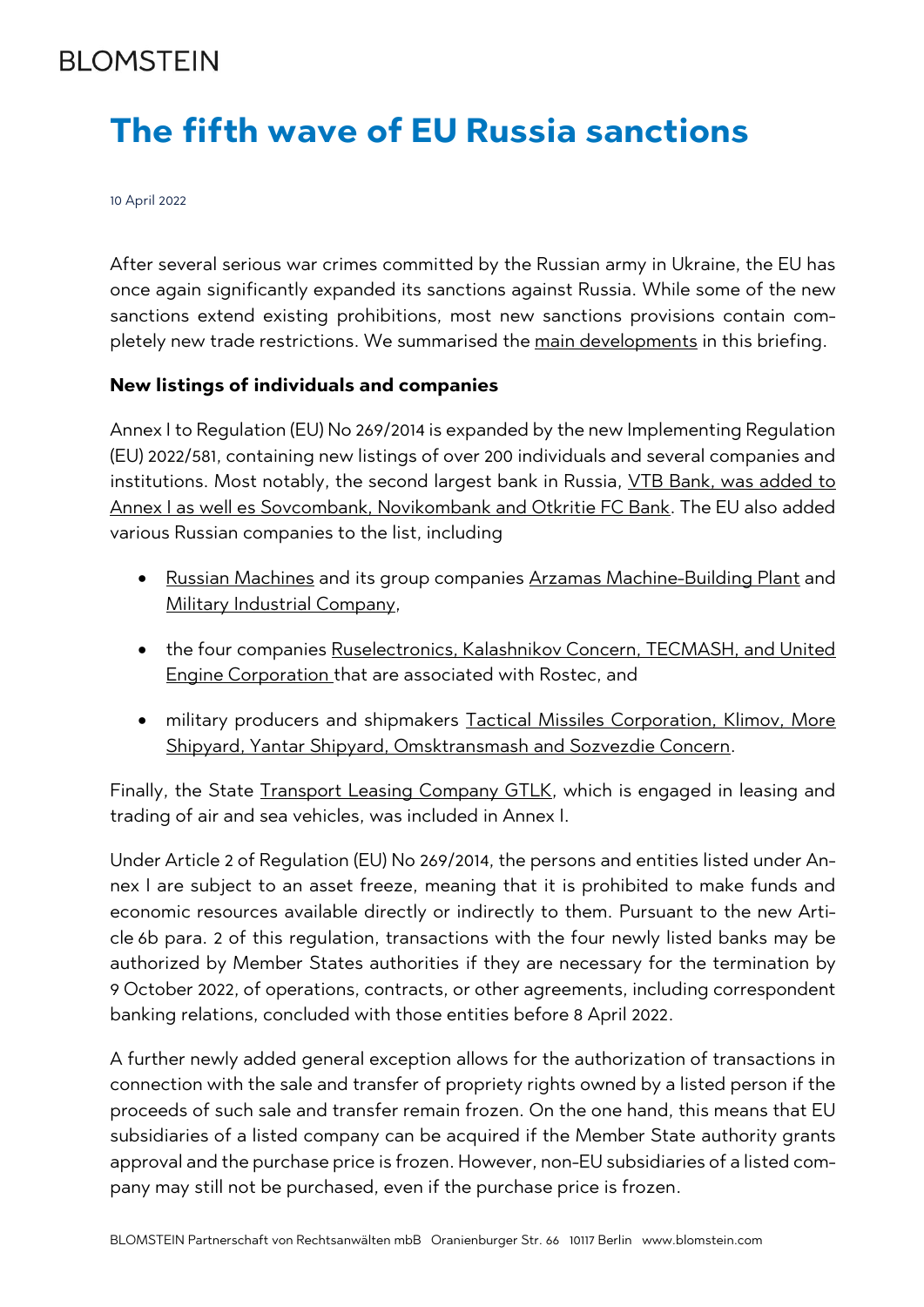BLOMSTEIN

# The fifth wave of EU Russia sanctions

10 April 2022

After several serious war crimes committed by the Russian army in Ukraine, the EU has once again significantly expanded its sanctions against Russia. While some of the new sanctions extend existing prohibitions, most new sanctions provisions contain completely new trade restrictions. We summarised the main developments in this briefing.

**New listings of individuals and companies**

Annex I to Regulation (EU) No 269/2014 is expanded by the new Implementing Regulation (EU) 2022/581, containing new listings of over 200 individuals and several companies and institutions. Most notably, the second largest bank in Russia, VTB Bank, was added to Annex I as well es Sovcombank, Novikombank and Otkritie FC Bank. The EU also added various Russian companies to the list, including

- Russian Machines and its group companies Arzamas Machine-Building Plant and Military Industrial Company,
- the four companies Ruselectronics, Kalashnikov Concern, TECMASH, and United Engine Corporation that are associated with Rostec, and
- military producers and shipmakers Tactical Missiles Corporation, Klimov, More Shipyard, Yantar Shipyard, Omsktransmash and Sozvezdie Concern.

Finally, the State Transport Leasing Company GTLK, which is engaged in leasing and trading of air and sea vehicles, was included in Annex I.

Under Article 2 of Regulation (EU) No 269/2014, the persons and entities listed under Annex I are subject to an asset freeze, meaning that it is prohibited to make funds and economic resources available directly or indirectly to them. Pursuant to the new Article 6b para. 2 of this regulation, transactions with the four newly listed banks may be authorized by Member States authorities if they are necessary for the termination by 9 October 2022, of operations, contracts, or other agreements, including correspondent banking relations, concluded with those entities before 8 April 2022.

A further newly added general exception allows for the authorization of transactions in connection with the sale and transfer of propriety rights owned by a listed person if the proceeds of such sale and transfer remain frozen. On the one hand, this means that EU subsidiaries of a listed company can be acquired if the Member State authority grants approval and the purchase price is frozen. However, non-EU subsidiaries of a listed company may still not be purchased, even if the purchase price is frozen.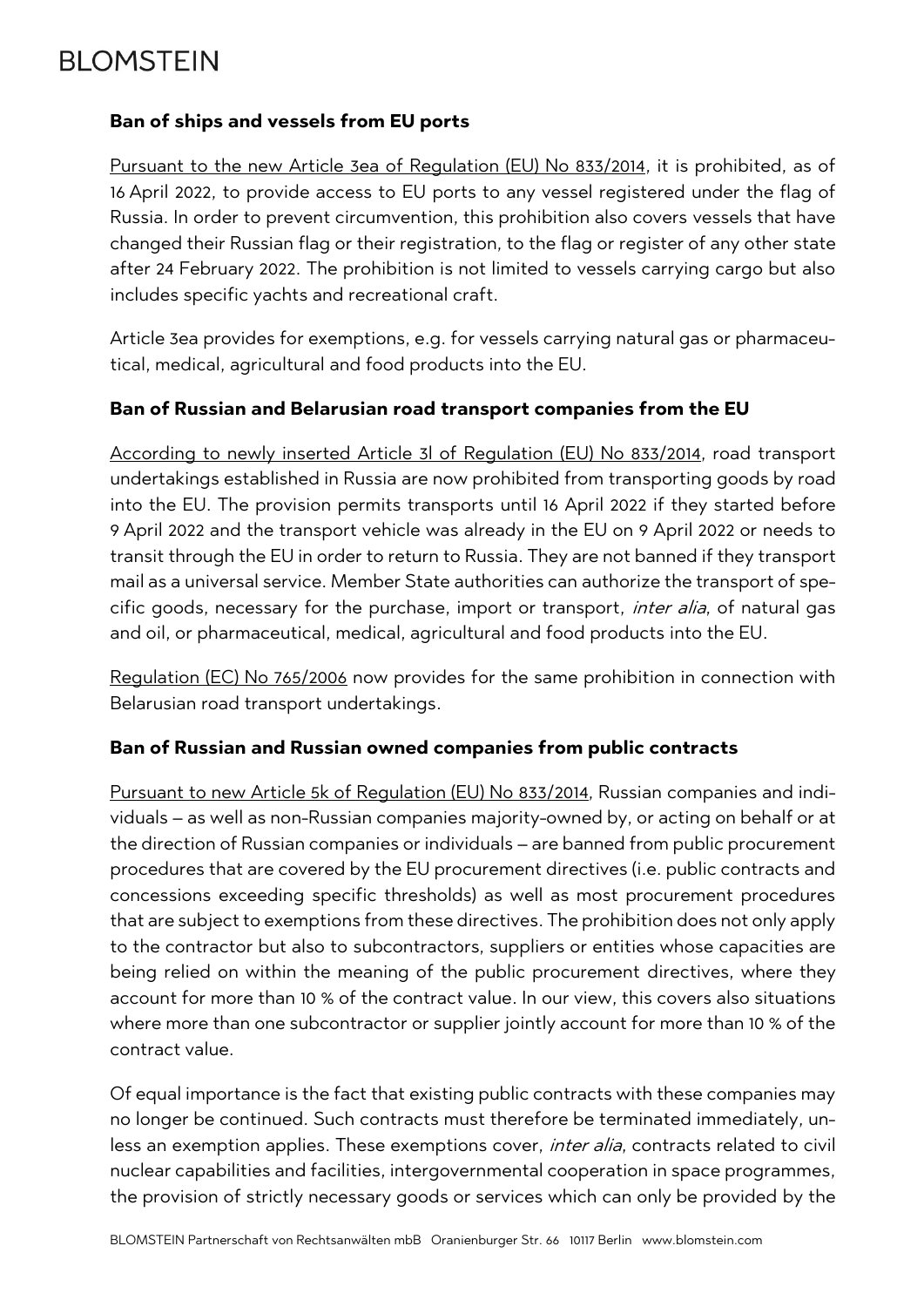### Ban of ships and vessels from EU ports

Pursuant to the new Article 3ea of Regulation (EU) No 833/2014, it is prohibited, as of 16 April 2022, to provide access to EU ports to any vessel registered under the flag of Russia. In order to prevent circumvention, this prohibition also covers vessels that have changed their Russian flag or their registration, to the flag or register of any other state after 24 February 2022. The prohibition is not limited to vessels carrying cargo but also includes specific yachts and recreational craft.

Article 3ea provides for exemptions, e.g. for vessels carrying natural gas or pharmaceutical, medical, agricultural and food products into the EU.

### Ban of Russian and Belarusian road transport companies from the EU

According to newly inserted Article 3l of Regulation (EU) No 833/2014, road transport undertakings established in Russia are now prohibited from transporting goods by road into the EU. The provision permits transports until 16 April 2022 if they started before 9 April 2022 and the transport vehicle was already in the EU on 9 April 2022 or needs to transit through the EU in order to return to Russia. They are not banned if they transport mail as a universal service. Member State authorities can authorize the transport of specific goods, necessary for the purchase, import or transport, *inter alia*, of natural gas and oil, or pharmaceutical, medical, agricultural and food products into the EU.

Regulation (EC) No 765/2006 now provides for the same prohibition in connection with Belarusian road transport undertakings.

### Ban of Russian and Russian owned companies from public contracts

Pursuant to new Article 5k of Regulation (EU) No 833/2014, Russian companies and individuals – as well as non-Russian companies majority-owned by, or acting on behalf or at the direction of Russian companies or individuals – are banned from public procurement procedures that are covered by the EU procurement directives (i.e. public contracts and concessions exceeding specific thresholds) as well as most procurement procedures that are subject to exemptions from these directives. The prohibition does not only apply to the contractor but also to subcontractors, suppliers or entities whose capacities are being relied on within the meaning of the public procurement directives, where they account for more than 10 % of the contract value. In our view, this covers also situations where more than one subcontractor or supplier jointly account for more than 10 % of the contract value.

Of equal importance is the fact that existing public contracts with these companies may no longer be continued. Such contracts must therefore be terminated immediately, unless an exemption applies. These exemptions cover, *inter alia*, contracts related to civil nuclear capabilities and facilities, intergovernmental cooperation in space programmes, the provision of strictly necessary goods or services which can only be provided by the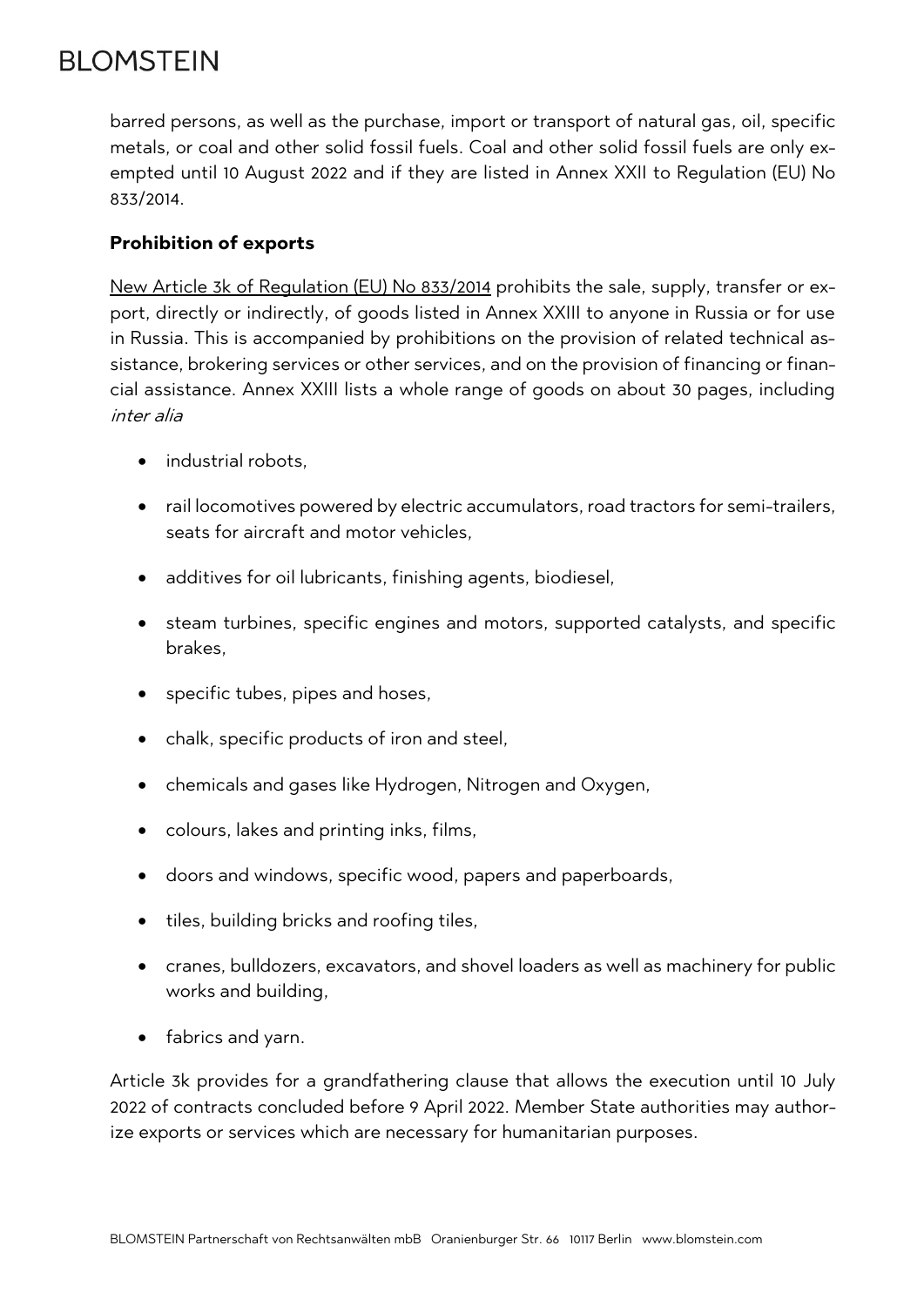barred persons, as well as the purchase, import or transport of natural gas, oil, specific metals, or coal and other solid fossil fuels. Coal and other solid fossil fuels are only exempted until 10 August 2022 and if they are listed in Annex XXII to Regulation (EU) No 833/2014.

**Prohibition of exports**

New Article 3k of Regulation (EU) No 833/2014 prohibits the sale, supply, transfer or export, directly or indirectly, of goods listed in Annex XXIII to anyone in Russia or for use in Russia. This is accompanied by prohibitions on the provision of related technical assistance, brokering services or other services, and on the provision of financing or financial assistance. Annex XXIII lists a whole range of goods on about 30 pages, including *inter alia*

- industrial robots,
- rail locomotives powered by electric accumulators, road tractors for semi-trailers, seats for aircraft and motor vehicles,
- additives for oil lubricants, finishing agents, biodiesel,
- steam turbines, specific engines and motors, supported catalysts, and specific brakes,
- specific tubes, pipes and hoses,
- chalk, specific products of iron and steel,
- chemicals and gases like Hydrogen, Nitrogen and Oxygen,
- colours, lakes and printing inks, films,
- doors and windows, specific wood, papers and paperboards,
- tiles, building bricks and roofing tiles,
- cranes, bulldozers, excavators, and shovel loaders as well as machinery for public works and building,
- fabrics and yarn.

Article 3k provides for a grandfathering clause that allows the execution until 10 July 2022 of contracts concluded before 9 April 2022. Member State authorities may authorize exports or services which are necessary for humanitarian purposes.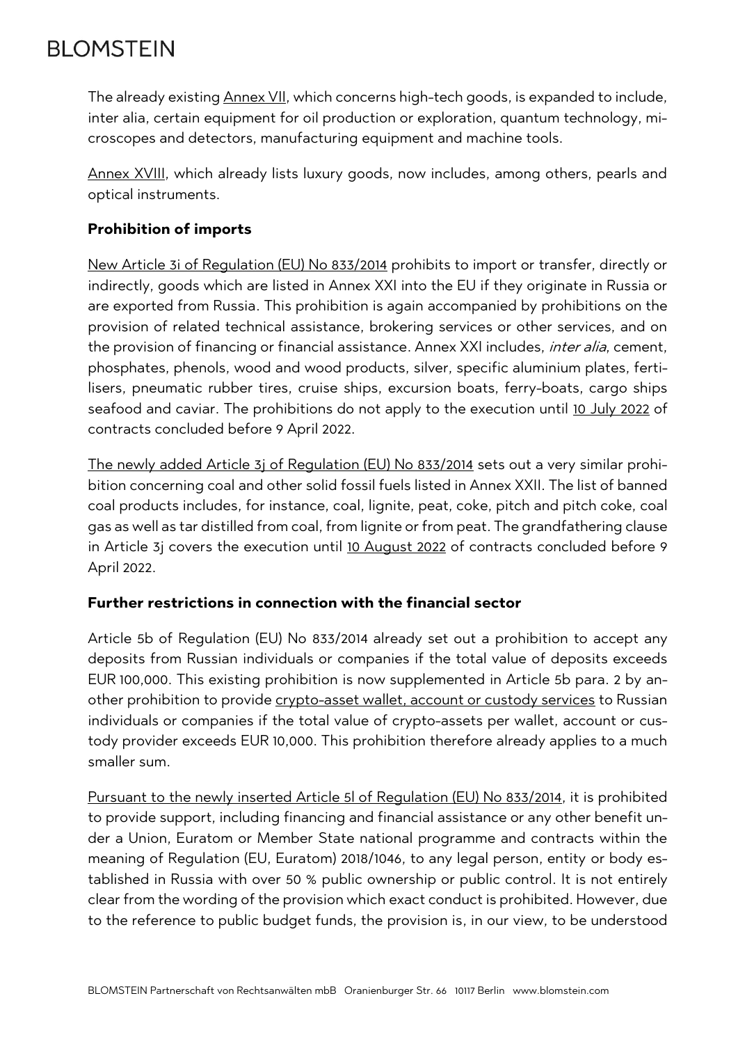The already existing Annex VII, which concerns high-tech goods, is expanded to include, inter alia, certain equipment for oil production or exploration, quantum technology, microscopes and detectors, manufacturing equipment and machine tools.

Annex XVIII, which already lists luxury goods, now includes, among others, pearls and optical instruments.

**Prohibition of imports**

New Article 3i of Regulation (EU) No 833/2014 prohibits to import or transfer, directly or indirectly, goods which are listed in Annex XXI into the EU if they originate in Russia or are exported from Russia. This prohibition is again accompanied by prohibitions on the provision of related technical assistance, brokering services or other services, and on the provision of financing or financial assistance. Annex XXI includes, *inter alia*, cement, phosphates, phenols, wood and wood products, silver, specific aluminium plates, fertilisers, pneumatic rubber tires, cruise ships, excursion boats, ferry-boats, cargo ships seafood and caviar. The prohibitions do not apply to the execution until 10 July 2022 of contracts concluded before 9 April 2022.

The newly added Article 3j of Regulation (EU) No 833/2014 sets out a very similar prohibition concerning coal and other solid fossil fuels listed in Annex XXII. The list of banned coal products includes, for instance, coal, lignite, peat, coke, pitch and pitch coke, coal gas as well as tar distilled from coal, from lignite or from peat. The grandfathering clause in Article 3j covers the execution until 10 August 2022 of contracts concluded before 9 April 2022.

**Further restrictions in connection with the financial sector**

Article 5b of Regulation (EU) No 833/2014 already set out a prohibition to accept any deposits from Russian individuals or companies if the total value of deposits exceeds EUR 100,000. This existing prohibition is now supplemented in Article 5b para. 2 by another prohibition to provide crypto-asset wallet, account or custody services to Russian individuals or companies if the total value of crypto-assets per wallet, account or custody provider exceeds EUR 10,000. This prohibition therefore already applies to a much smaller sum.

Pursuant to the newly inserted Article 5l of Regulation (EU) No 833/2014, it is prohibited to provide support, including financing and financial assistance or any other benefit under a Union, Euratom or Member State national programme and contracts within the meaning of Regulation (EU, Euratom) 2018/1046, to any legal person, entity or body established in Russia with over 50 % public ownership or public control. It is not entirely clear from the wording of the provision which exact conduct is prohibited. However, due to the reference to public budget funds, the provision is, in our view, to be understood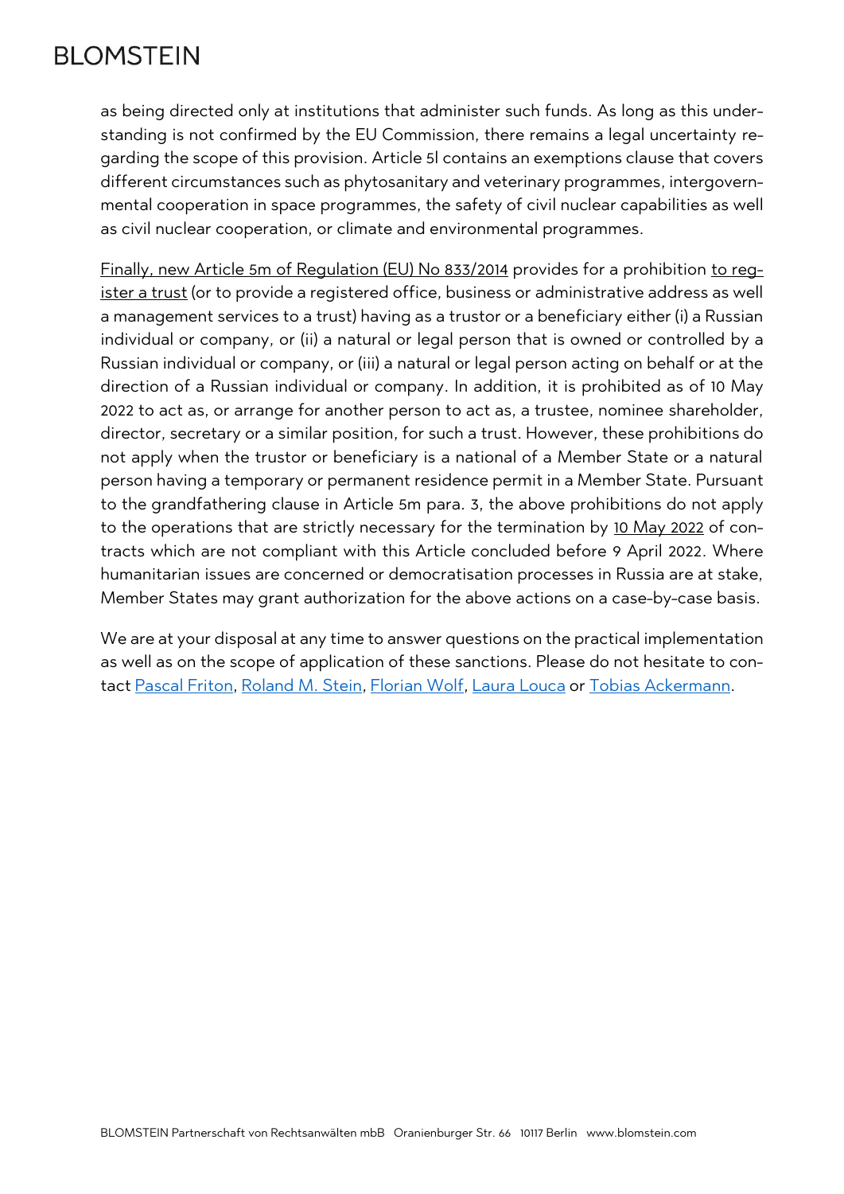as being directed only at institutions that administer such funds. As long as this understanding is not confirmed by the EU Commission, there remains a legal uncertainty regarding the scope of this provision. Article 5l contains an exemptions clause that covers different circumstances such as phytosanitary and veterinary programmes, intergovernmental cooperation in space programmes, the safety of civil nuclear capabilities as well as civil nuclear cooperation, or climate and environmental programmes.

Finally, new Article 5m of Regulation (EU) No 833/2014 provides for a prohibition to register a trust (or to provide a registered office, business or administrative address as well a management services to a trust) having as a trustor or a beneficiary either (i) a Russian individual or company, or (ii) a natural or legal person that is owned or controlled by a Russian individual or company, or (iii) a natural or legal person acting on behalf or at the direction of a Russian individual or company. In addition, it is prohibited as of 10 May 2022 to act as, or arrange for another person to act as, a trustee, nominee shareholder, director, secretary or a similar position, for such a trust. However, these prohibitions do not apply when the trustor or beneficiary is a national of a Member State or a natural person having a temporary or permanent residence permit in a Member State. Pursuant to the grandfathering clause in Article 5m para. 3, the above prohibitions do not apply to the operations that are strictly necessary for the termination by 10 May 2022 of contracts which are not compliant with this Article concluded before 9 April 2022. Where humanitarian issues are concerned or democratisation processes in Russia are at stake, Member States may grant authorization for the above actions on a case-by-case basis.

We are at your disposal at any time to answer questions on the practical implementation as well as on the scope of application of these sanctions. Please do not hesitate to contact Pascal Friton, Roland M. Stein, Florian Wolf, Laura Louca or Tobias Ackermann.